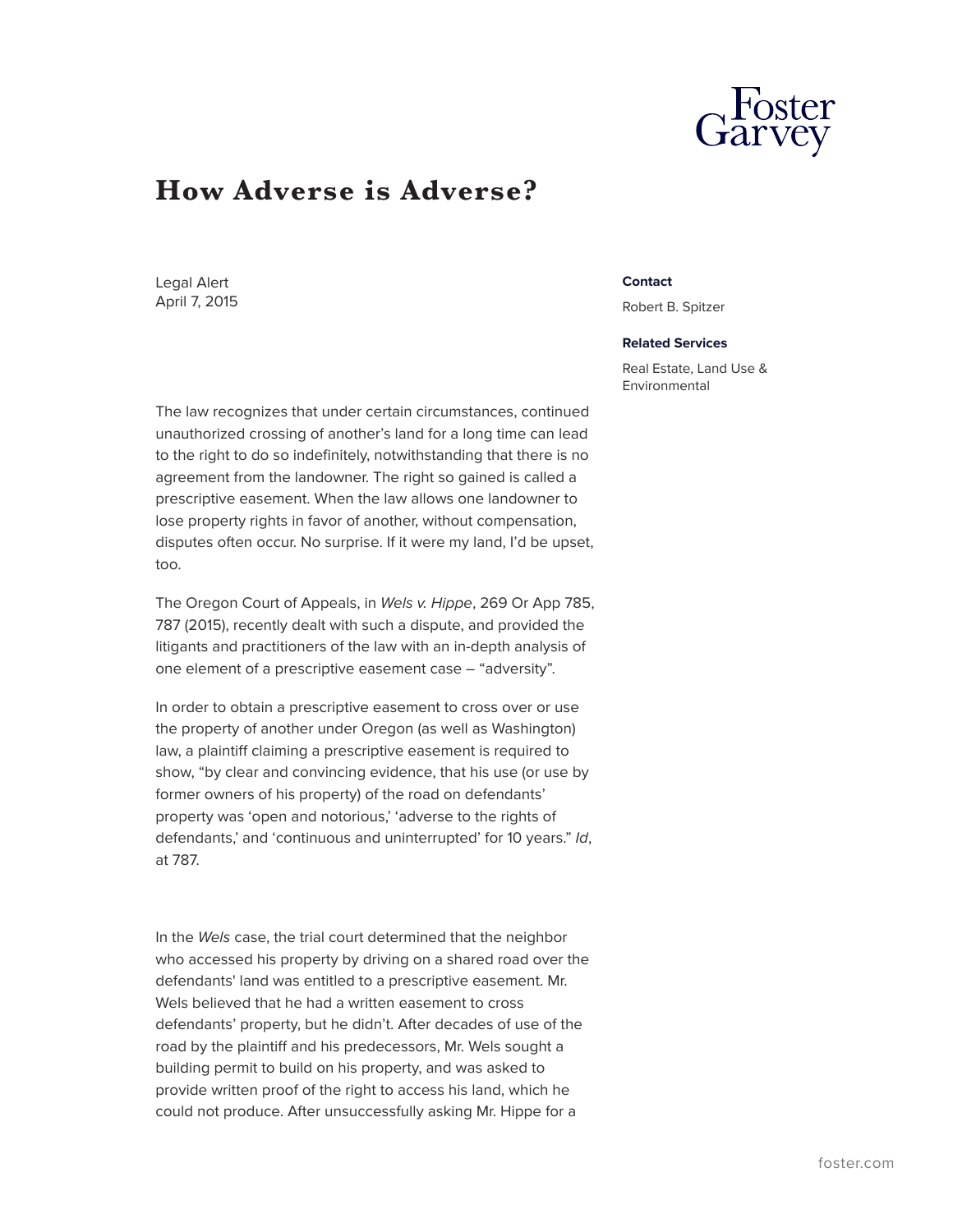# How Adverse is Adverse?

Legal Alert
April 7, 2015

**Contact**

Robert B. Spitzer

**Related Services**

Real Estate, Land Use & Environmental

The law recognizes that under certain circumstances, continued unauthorized crossing of another's land for a long time can lead to the right to do so indefinitely, notwithstanding that there is no agreement from the landowner. The right so gained is called a prescriptive easement. When the law allows one landowner to lose property rights in favor of another, without compensation, disputes often occur. No surprise. If it were my land, I'd be upset, too.

The Oregon Court of Appeals, in *Wels v. Hippe*, 269 Or App 785, 787 (2015), recently dealt with such a dispute, and provided the litigants and practitioners of the law with an in-depth analysis of one element of a prescriptive easement case – "adversity".

In order to obtain a prescriptive easement to cross over or use the property of another under Oregon (as well as Washington) law, a plaintiff claiming a prescriptive easement is required to show, "by clear and convincing evidence, that his use (or use by former owners of his property) of the road on defendants' property was 'open and notorious,' 'adverse to the rights of defendants,' and 'continuous and uninterrupted' for 10 years." *Id*, at 787.

In the *Wels* case, the trial court determined that the neighbor who accessed his property by driving on a shared road over the defendants' land was entitled to a prescriptive easement. Mr. Wels believed that he had a written easement to cross defendants' property, but he didn't. After decades of use of the road by the plaintiff and his predecessors, Mr. Wels sought a building permit to build on his property, and was asked to provide written proof of the right to access his land, which he could not produce. After unsuccessfully asking Mr. Hippe for a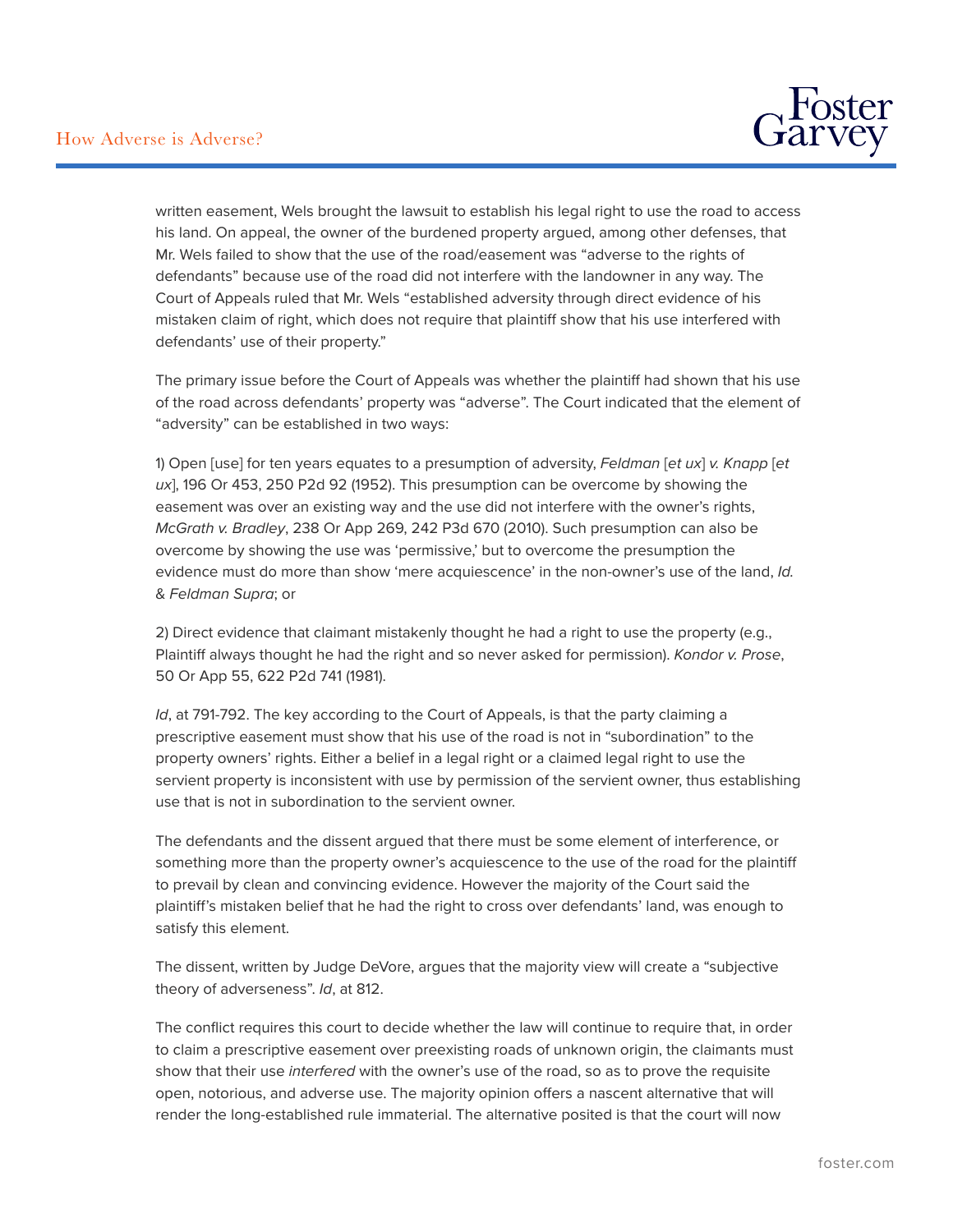written easement, Wels brought the lawsuit to establish his legal right to use the road to access his land. On appeal, the owner of the burdened property argued, among other defenses, that Mr. Wels failed to show that the use of the road/easement was "adverse to the rights of defendants" because use of the road did not interfere with the landowner in any way. The Court of Appeals ruled that Mr. Wels "established adversity through direct evidence of his mistaken claim of right, which does not require that plaintiff show that his use interfered with defendants' use of their property."

The primary issue before the Court of Appeals was whether the plaintiff had shown that his use of the road across defendants' property was "adverse". The Court indicated that the element of "adversity" can be established in two ways:

1) Open [use] for ten years equates to a presumption of adversity, *Feldman* [*et ux*] *v. Knapp* [*et ux*], 196 Or 453, 250 P2d 92 (1952). This presumption can be overcome by showing the easement was over an existing way and the use did not interfere with the owner's rights, *McGrath v. Bradley*, 238 Or App 269, 242 P3d 670 (2010). Such presumption can also be overcome by showing the use was 'permissive,' but to overcome the presumption the evidence must do more than show 'mere acquiescence' in the non-owner's use of the land, *Id.* & *Feldman Supra*; or

2) Direct evidence that claimant mistakenly thought he had a right to use the property (e.g., Plaintiff always thought he had the right and so never asked for permission). *Kondor v. Prose*, 50 Or App 55, 622 P2d 741 (1981).

*Id*, at 791-792. The key according to the Court of Appeals, is that the party claiming a prescriptive easement must show that his use of the road is not in "subordination" to the property owners' rights. Either a belief in a legal right or a claimed legal right to use the servient property is inconsistent with use by permission of the servient owner, thus establishing use that is not in subordination to the servient owner.

The defendants and the dissent argued that there must be some element of interference, or something more than the property owner's acquiescence to the use of the road for the plaintiff to prevail by clean and convincing evidence. However the majority of the Court said the plaintiff's mistaken belief that he had the right to cross over defendants' land, was enough to satisfy this element.

The dissent, written by Judge DeVore, argues that the majority view will create a "subjective theory of adverseness". *Id*, at 812.

The conflict requires this court to decide whether the law will continue to require that, in order to claim a prescriptive easement over preexisting roads of unknown origin, the claimants must show that their use *interfered* with the owner's use of the road, so as to prove the requisite open, notorious, and adverse use. The majority opinion offers a nascent alternative that will render the long-established rule immaterial. The alternative posited is that the court will now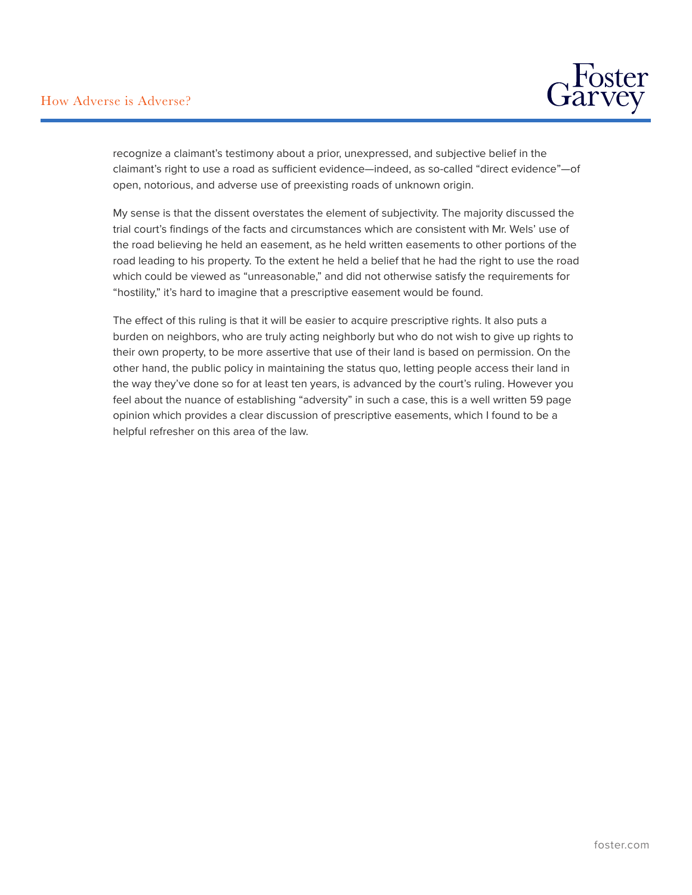recognize a claimant's testimony about a prior, unexpressed, and subjective belief in the claimant's right to use a road as sufficient evidence—indeed, as so-called "direct evidence"—of open, notorious, and adverse use of preexisting roads of unknown origin.

My sense is that the dissent overstates the element of subjectivity. The majority discussed the trial court's findings of the facts and circumstances which are consistent with Mr. Wels' use of the road believing he held an easement, as he held written easements to other portions of the road leading to his property. To the extent he held a belief that he had the right to use the road which could be viewed as "unreasonable," and did not otherwise satisfy the requirements for "hostility," it's hard to imagine that a prescriptive easement would be found.

The effect of this ruling is that it will be easier to acquire prescriptive rights. It also puts a burden on neighbors, who are truly acting neighborly but who do not wish to give up rights to their own property, to be more assertive that use of their land is based on permission. On the other hand, the public policy in maintaining the status quo, letting people access their land in the way they've done so for at least ten years, is advanced by the court's ruling. However you feel about the nuance of establishing "adversity" in such a case, this is a well written 59 page opinion which provides a clear discussion of prescriptive easements, which I found to be a helpful refresher on this area of the law.